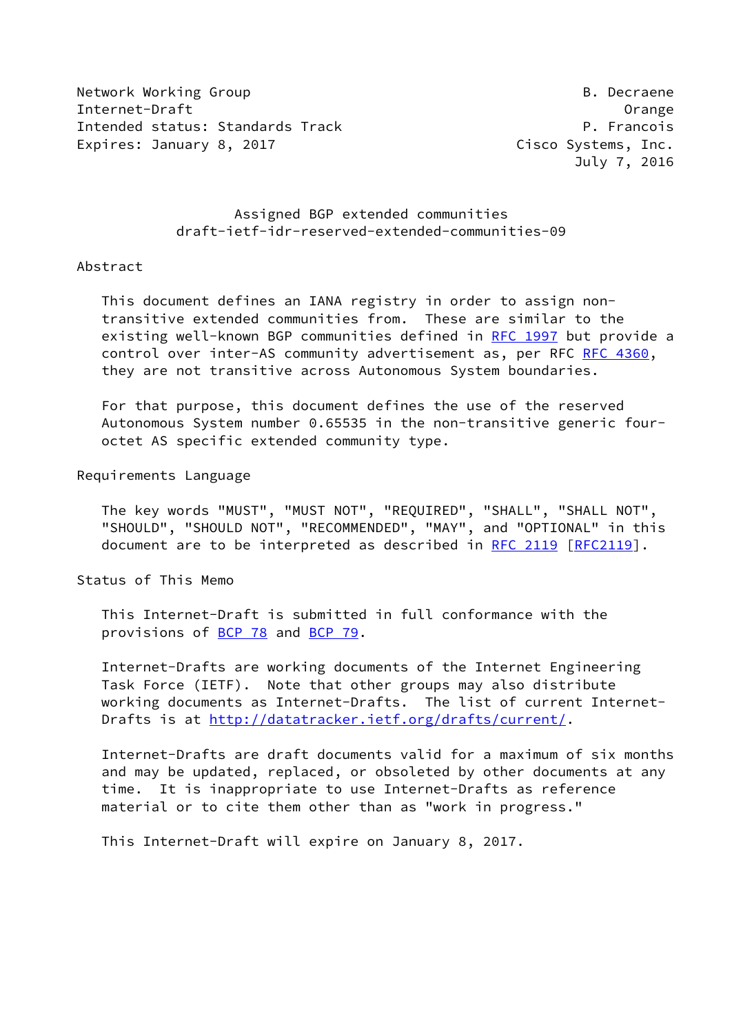Network Working Group B. Decraene
Internet-Draft Orange
Intended status: Standards Track P. Francois
Expires: January 8, 2017 Cisco Systems, Inc.
July 7, 2016

# Assigned BGP extended communities
# draft-ietf-idr-reserved-extended-communities-09

## Abstract

This document defines an IANA registry in order to assign non-transitive extended communities from. These are similar to the existing well-known BGP communities defined in RFC 1997 but provide a control over inter-AS community advertisement as, per RFC 4360, they are not transitive across Autonomous System boundaries.

For that purpose, this document defines the use of the reserved Autonomous System number 0.65535 in the non-transitive generic four-octet AS specific extended community type.

## Requirements Language

The key words "MUST", "MUST NOT", "REQUIRED", "SHALL", "SHALL NOT", "SHOULD", "SHOULD NOT", "RECOMMENDED", "MAY", and "OPTIONAL" in this document are to be interpreted as described in RFC 2119 [RFC2119].

## Status of This Memo

This Internet-Draft is submitted in full conformance with the provisions of BCP 78 and BCP 79.

Internet-Drafts are working documents of the Internet Engineering Task Force (IETF). Note that other groups may also distribute working documents as Internet-Drafts. The list of current Internet-Drafts is at http://datatracker.ietf.org/drafts/current/.

Internet-Drafts are draft documents valid for a maximum of six months and may be updated, replaced, or obsoleted by other documents at any time. It is inappropriate to use Internet-Drafts as reference material or to cite them other than as "work in progress."

This Internet-Draft will expire on January 8, 2017.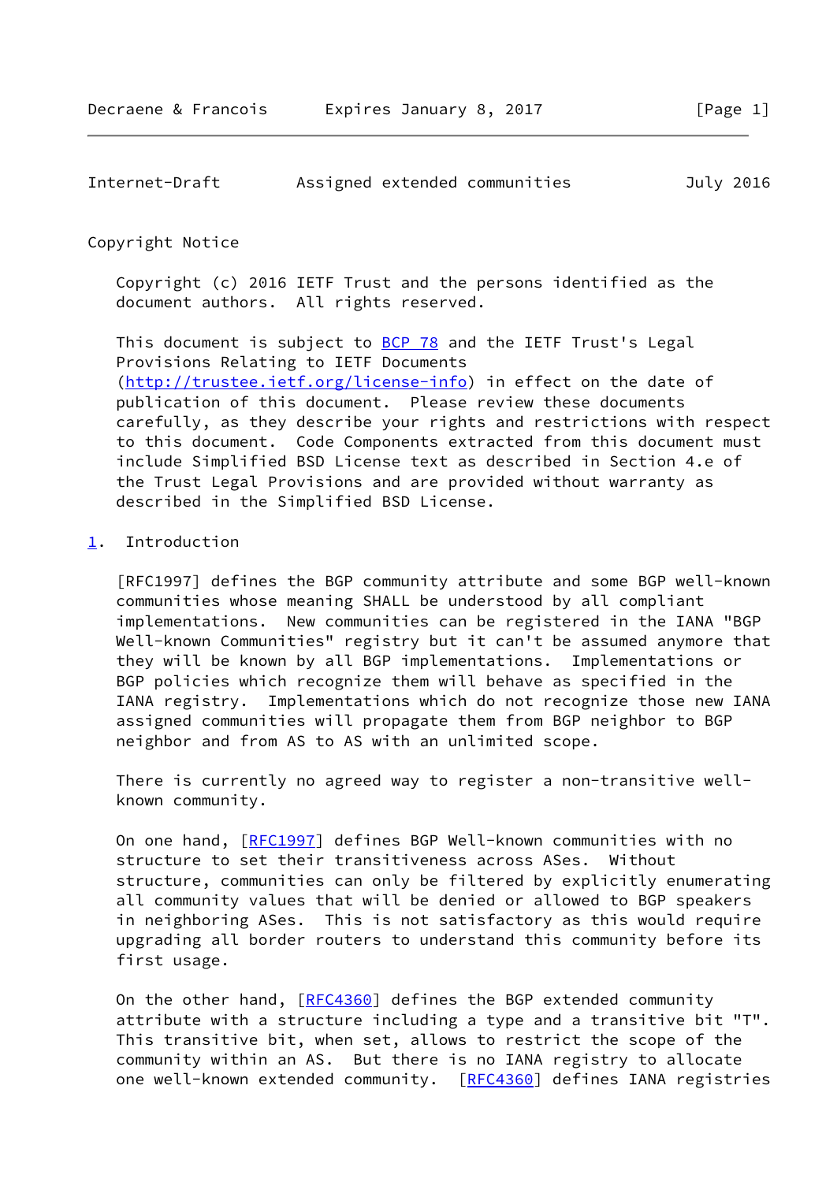## Copyright Notice

Copyright (c) 2016 IETF Trust and the persons identified as the document authors. All rights reserved.

This document is subject to BCP 78 and the IETF Trust's Legal Provisions Relating to IETF Documents (http://trustee.ietf.org/license-info) in effect on the date of publication of this document. Please review these documents carefully, as they describe your rights and restrictions with respect to this document. Code Components extracted from this document must include Simplified BSD License text as described in Section 4.e of the Trust Legal Provisions and are provided without warranty as described in the Simplified BSD License.

## 1. Introduction

[RFC1997] defines the BGP community attribute and some BGP well-known communities whose meaning SHALL be understood by all compliant implementations. New communities can be registered in the IANA "BGP Well-known Communities" registry but it can't be assumed anymore that they will be known by all BGP implementations. Implementations or BGP policies which recognize them will behave as specified in the IANA registry. Implementations which do not recognize those new IANA assigned communities will propagate them from BGP neighbor to BGP neighbor and from AS to AS with an unlimited scope.

There is currently no agreed way to register a non-transitive well-known community.

On one hand, [RFC1997] defines BGP Well-known communities with no structure to set their transitiveness across ASes. Without structure, communities can only be filtered by explicitly enumerating all community values that will be denied or allowed to BGP speakers in neighboring ASes. This is not satisfactory as this would require upgrading all border routers to understand this community before its first usage.

On the other hand, [RFC4360] defines the BGP extended community attribute with a structure including a type and a transitive bit "T". This transitive bit, when set, allows to restrict the scope of the community within an AS. But there is no IANA registry to allocate one well-known extended community. [RFC4360] defines IANA registries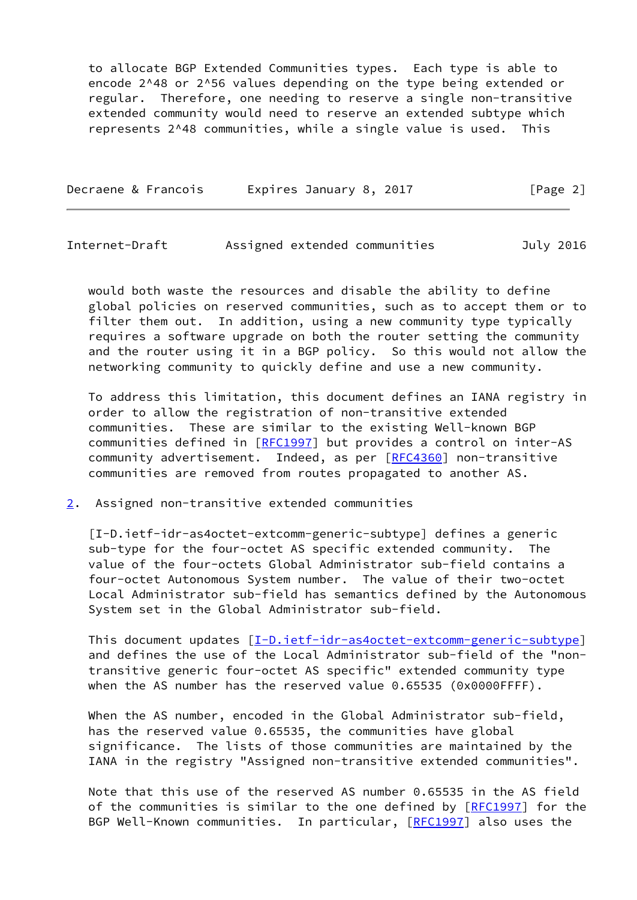to allocate BGP Extended Communities types. Each type is able to encode $2^{48}$ or $2^{56}$ values depending on the type being extended or regular. Therefore, one needing to reserve a single non-transitive extended community would need to reserve an extended subtype which represents $2^{48}$ communities, while a single value is used. This would both waste the resources and disable the ability to define global policies on reserved communities, such as to accept them or to filter them out. In addition, using a new community type typically requires a software upgrade on both the router setting the community and the router using it in a BGP policy. So this would not allow the networking community to quickly define and use a new community.

To address this limitation, this document defines an IANA registry in order to allow the registration of non-transitive extended communities. These are similar to the existing Well-known BGP communities defined in [RFC1997] but provides a control on inter-AS community advertisement. Indeed, as per [RFC4360] non-transitive communities are removed from routes propagated to another AS.

## 2. Assigned non-transitive extended communities

[I-D.ietf-idr-as4octet-extcomm-generic-subtype] defines a generic sub-type for the four-octet AS specific extended community. The value of the four-octets Global Administrator sub-field contains a four-octet Autonomous System number. The value of their two-octet Local Administrator sub-field has semantics defined by the Autonomous System set in the Global Administrator sub-field.

This document updates [I-D.ietf-idr-as4octet-extcomm-generic-subtype] and defines the use of the Local Administrator sub-field of the "non-transitive generic four-octet AS specific" extended community type when the AS number has the reserved value 0.65535 (0x0000FFFF).

When the AS number, encoded in the Global Administrator sub-field, has the reserved value 0.65535, the communities have global significance. The lists of those communities are maintained by the IANA in the registry "Assigned non-transitive extended communities".

Note that this use of the reserved AS number 0.65535 in the AS field of the communities is similar to the one defined by [RFC1997] for the BGP Well-Known communities. In particular, [RFC1997] also uses the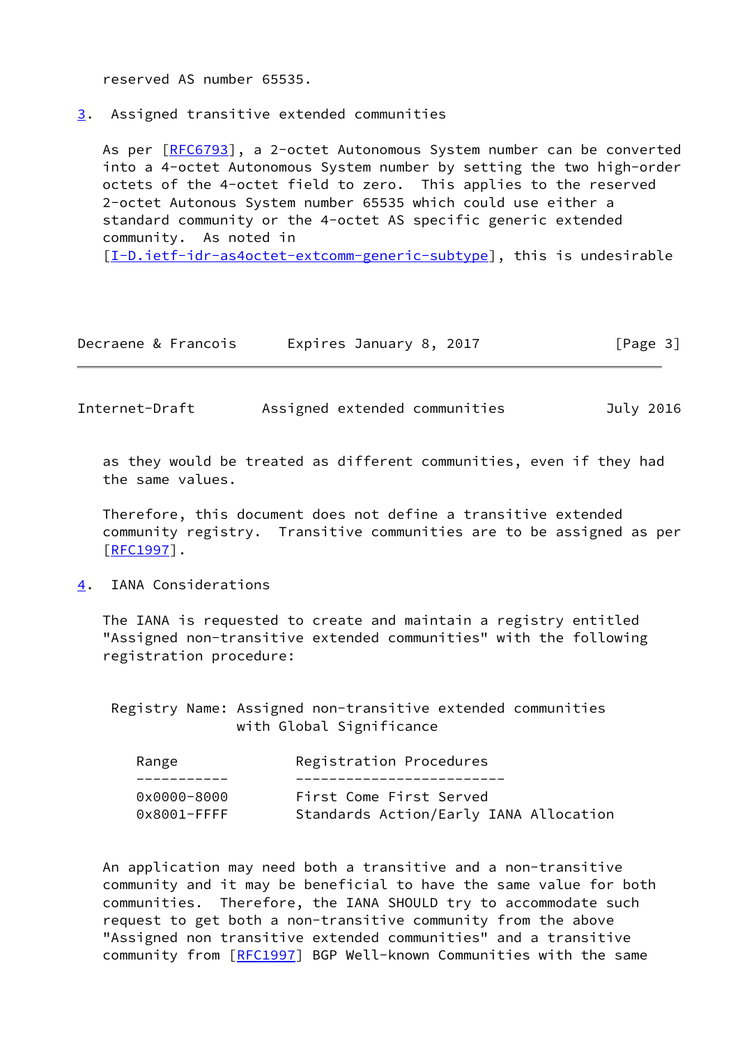reserved AS number 65535.

## 3. Assigned transitive extended communities

As per [RFC6793], a 2-octet Autonomous System number can be converted into a 4-octet Autonomous System number by setting the two high-order octets of the 4-octet field to zero. This applies to the reserved 2-octet Autonous System number 65535 which could use either a standard community or the 4-octet AS specific generic extended community. As noted in [I-D.ietf-idr-as4octet-extcomm-generic-subtype], this is undesirable as they would be treated as different communities, even if they had the same values.

Therefore, this document does not define a transitive extended community registry. Transitive communities are to be assigned as per [RFC1997].

## 4. IANA Considerations

The IANA is requested to create and maintain a registry entitled "Assigned non-transitive extended communities" with the following registration procedure:

Registry Name: Assigned non-transitive extended communities with Global Significance

| Range | Registration Procedures |
|---|---|
| 0x0000-8000 | First Come First Served |
| 0x8001-FFFF | Standards Action/Early IANA Allocation |

An application may need both a transitive and a non-transitive community and it may be beneficial to have the same value for both communities. Therefore, the IANA SHOULD try to accommodate such request to get both a non-transitive community from the above "Assigned non transitive extended communities" and a transitive community from [RFC1997] BGP Well-known Communities with the same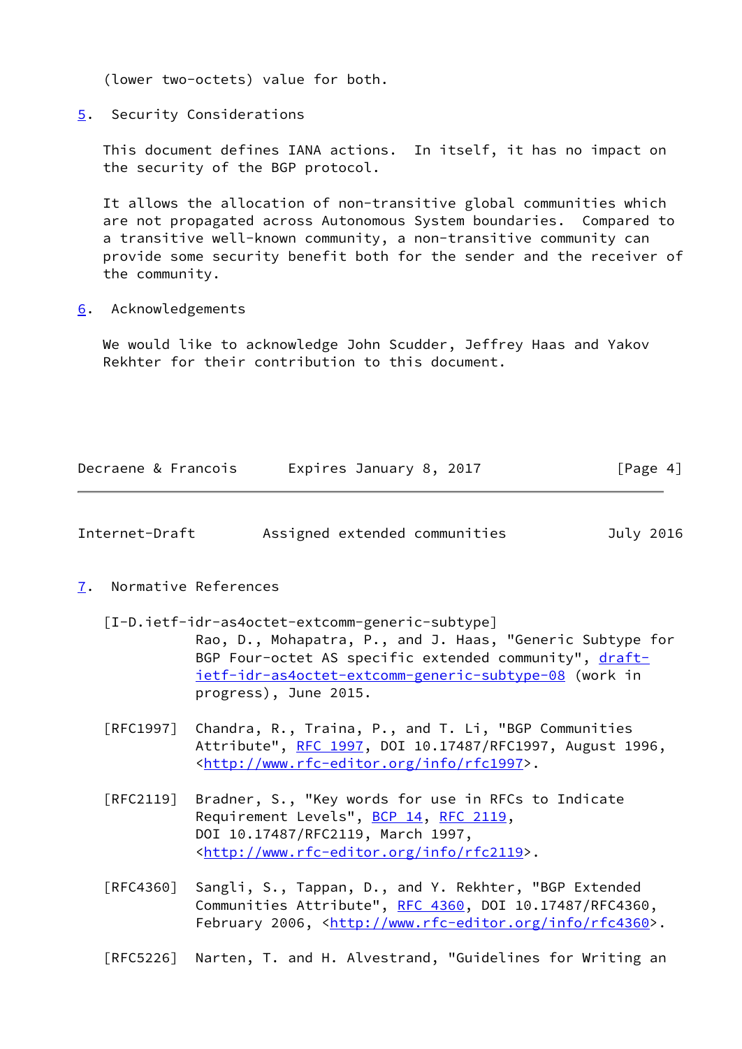(lower two-octets) value for both.

## 5. Security Considerations

This document defines IANA actions. In itself, it has no impact on the security of the BGP protocol.

It allows the allocation of non-transitive global communities which are not propagated across Autonomous System boundaries. Compared to a transitive well-known community, a non-transitive community can provide some security benefit both for the sender and the receiver of the community.

## 6. Acknowledgements

We would like to acknowledge John Scudder, Jeffrey Haas and Yakov Rekhter for their contribution to this document.

## 7. Normative References

[I-D.ietf-idr-as4octet-extcomm-generic-subtype]
Rao, D., Mohapatra, P., and J. Haas, "Generic Subtype for BGP Four-octet AS specific extended community", draft-ietf-idr-as4octet-extcomm-generic-subtype-08 (work in progress), June 2015.

[RFC1997] Chandra, R., Traina, P., and T. Li, "BGP Communities Attribute", RFC 1997, DOI 10.17487/RFC1997, August 1996, <http://www.rfc-editor.org/info/rfc1997>.

[RFC2119] Bradner, S., "Key words for use in RFCs to Indicate Requirement Levels", BCP 14, RFC 2119, DOI 10.17487/RFC2119, March 1997, <http://www.rfc-editor.org/info/rfc2119>.

[RFC4360] Sangli, S., Tappan, D., and Y. Rekhter, "BGP Extended Communities Attribute", RFC 4360, DOI 10.17487/RFC4360, February 2006, <http://www.rfc-editor.org/info/rfc4360>.

[RFC5226] Narten, T. and H. Alvestrand, "Guidelines for Writing an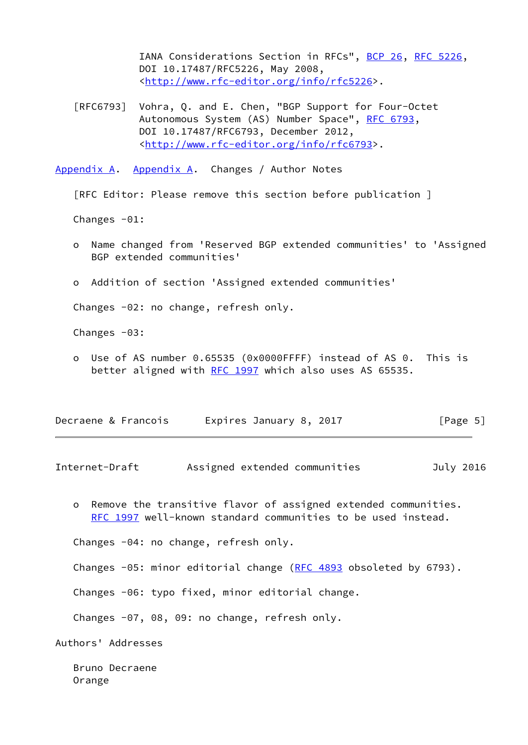IANA Considerations Section in RFCs", BCP 26, RFC 5226, DOI 10.17487/RFC5226, May 2008, <http://www.rfc-editor.org/info/rfc5226>.

[RFC6793] Vohra, Q. and E. Chen, "BGP Support for Four-Octet Autonomous System (AS) Number Space", RFC 6793, DOI 10.17487/RFC6793, December 2012, <http://www.rfc-editor.org/info/rfc6793>.

## Appendix A. Appendix A. Changes / Author Notes

[RFC Editor: Please remove this section before publication ]

Changes -01:

- Name changed from 'Reserved BGP extended communities' to 'Assigned BGP extended communities'
- Addition of section 'Assigned extended communities'

Changes -02: no change, refresh only.

Changes -03:

- Use of AS number 0.65535 (0x0000FFFF) instead of AS 0. This is better aligned with RFC 1997 which also uses AS 65535.
- Remove the transitive flavor of assigned extended communities. RFC 1997 well-known standard communities to be used instead.

Changes -04: no change, refresh only.

Changes -05: minor editorial change (RFC 4893 obsoleted by 6793).

Changes -06: typo fixed, minor editorial change.

Changes -07, 08, 09: no change, refresh only.

## Authors' Addresses

Bruno Decraene
Orange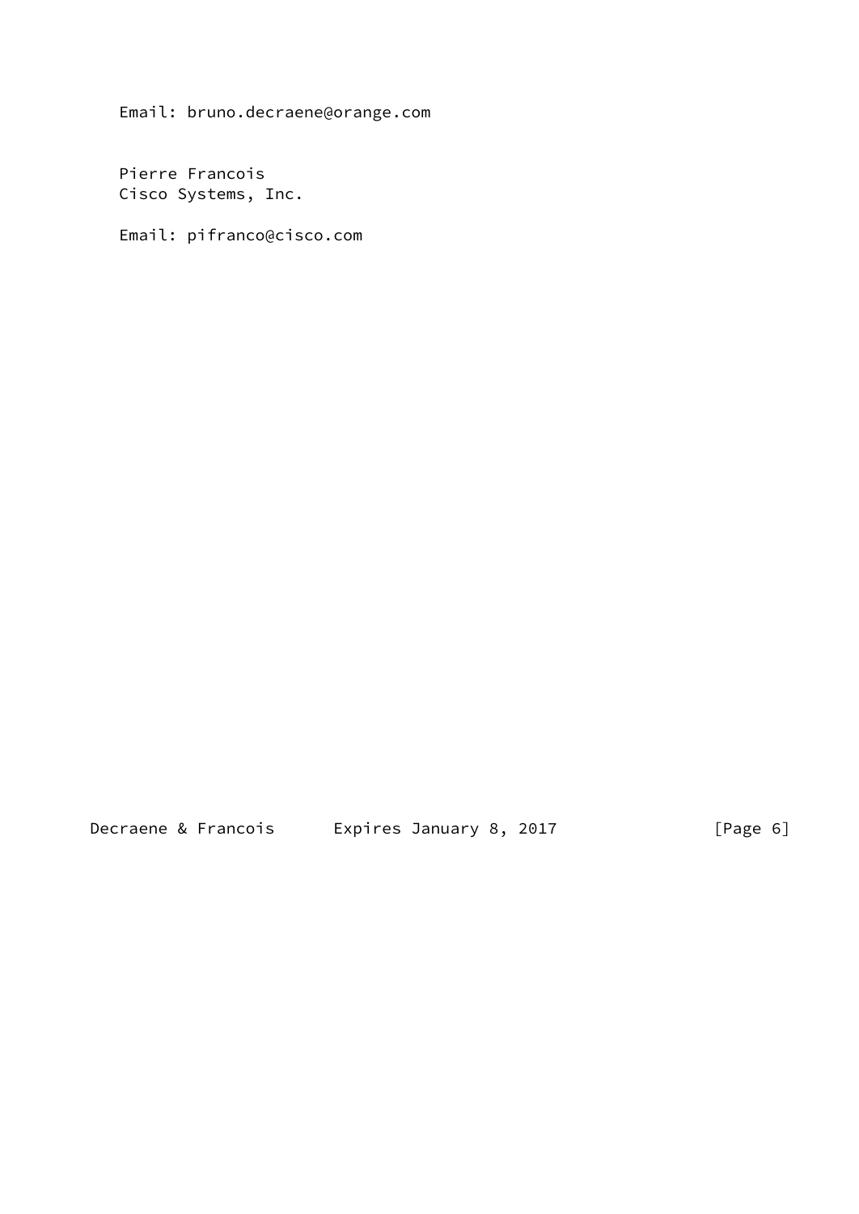Email: bruno.decraene@orange.com

Pierre Francois
Cisco Systems, Inc.

Email: pifranco@cisco.com